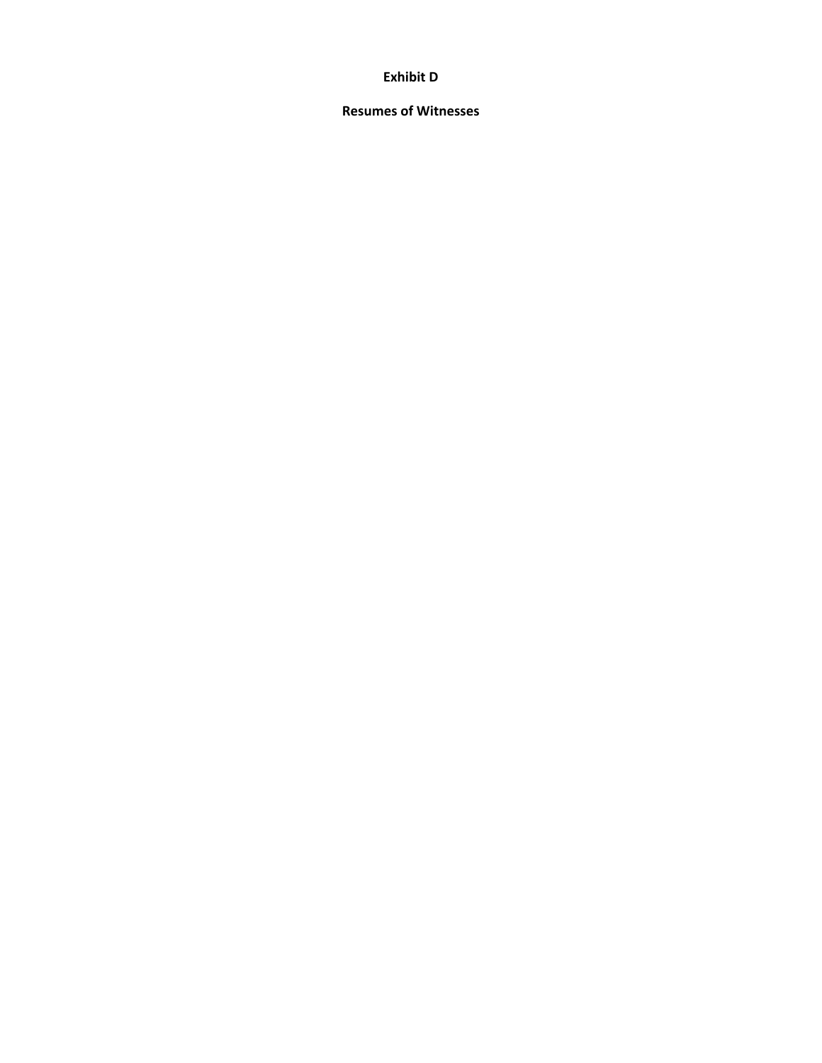# Exhibit D

## Resumes of Witnesses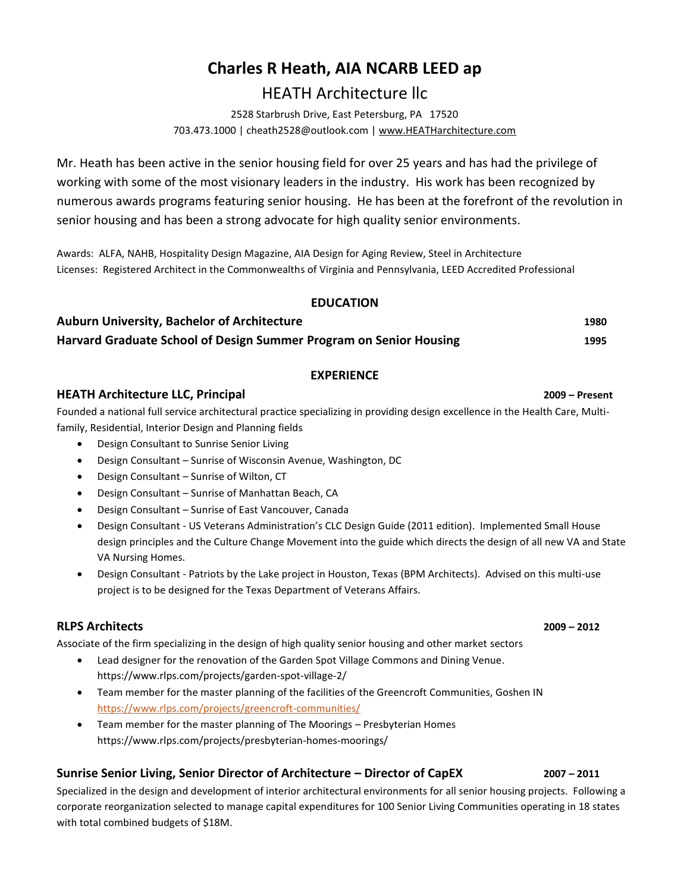# Charles R Heath, AIA NCARB LEED ap

## HEATH Architecture llc

2528 Starbrush Drive, East Petersburg, PA 17520
703.473.1000 | cheath2528@outlook.com | www.HEATHarchitecture.com

Mr. Heath has been active in the senior housing field for over 25 years and has had the privilege of working with some of the most visionary leaders in the industry. His work has been recognized by numerous awards programs featuring senior housing. He has been at the forefront of the revolution in senior housing and has been a strong advocate for high quality senior environments.

Awards: ALFA, NAHB, Hospitality Design Magazine, AIA Design for Aging Review, Steel in Architecture
Licenses: Registered Architect in the Commonwealths of Virginia and Pennsylvania, LEED Accredited Professional

## EDUCATION

**Auburn University, Bachelor of Architecture** — **1980**

**Harvard Graduate School of Design Summer Program on Senior Housing** — **1995**

## EXPERIENCE

### HEATH Architecture LLC, Principal — 2009 – Present

Founded a national full service architectural practice specializing in providing design excellence in the Health Care, Multi-family, Residential, Interior Design and Planning fields

- Design Consultant to Sunrise Senior Living
- Design Consultant – Sunrise of Wisconsin Avenue, Washington, DC
- Design Consultant – Sunrise of Wilton, CT
- Design Consultant – Sunrise of Manhattan Beach, CA
- Design Consultant – Sunrise of East Vancouver, Canada
- Design Consultant - US Veterans Administration's CLC Design Guide (2011 edition). Implemented Small House design principles and the Culture Change Movement into the guide which directs the design of all new VA and State VA Nursing Homes.
- Design Consultant - Patriots by the Lake project in Houston, Texas (BPM Architects). Advised on this multi-use project is to be designed for the Texas Department of Veterans Affairs.

### RLPS Architects — 2009 – 2012

Associate of the firm specializing in the design of high quality senior housing and other market sectors

- Lead designer for the renovation of the Garden Spot Village Commons and Dining Venue. https://www.rlps.com/projects/garden-spot-village-2/
- Team member for the master planning of the facilities of the Greencroft Communities, Goshen IN https://www.rlps.com/projects/greencroft-communities/
- Team member for the master planning of The Moorings – Presbyterian Homes https://www.rlps.com/projects/presbyterian-homes-moorings/

### Sunrise Senior Living, Senior Director of Architecture – Director of CapEX — 2007 – 2011

Specialized in the design and development of interior architectural environments for all senior housing projects. Following a corporate reorganization selected to manage capital expenditures for 100 Senior Living Communities operating in 18 states with total combined budgets of $18M.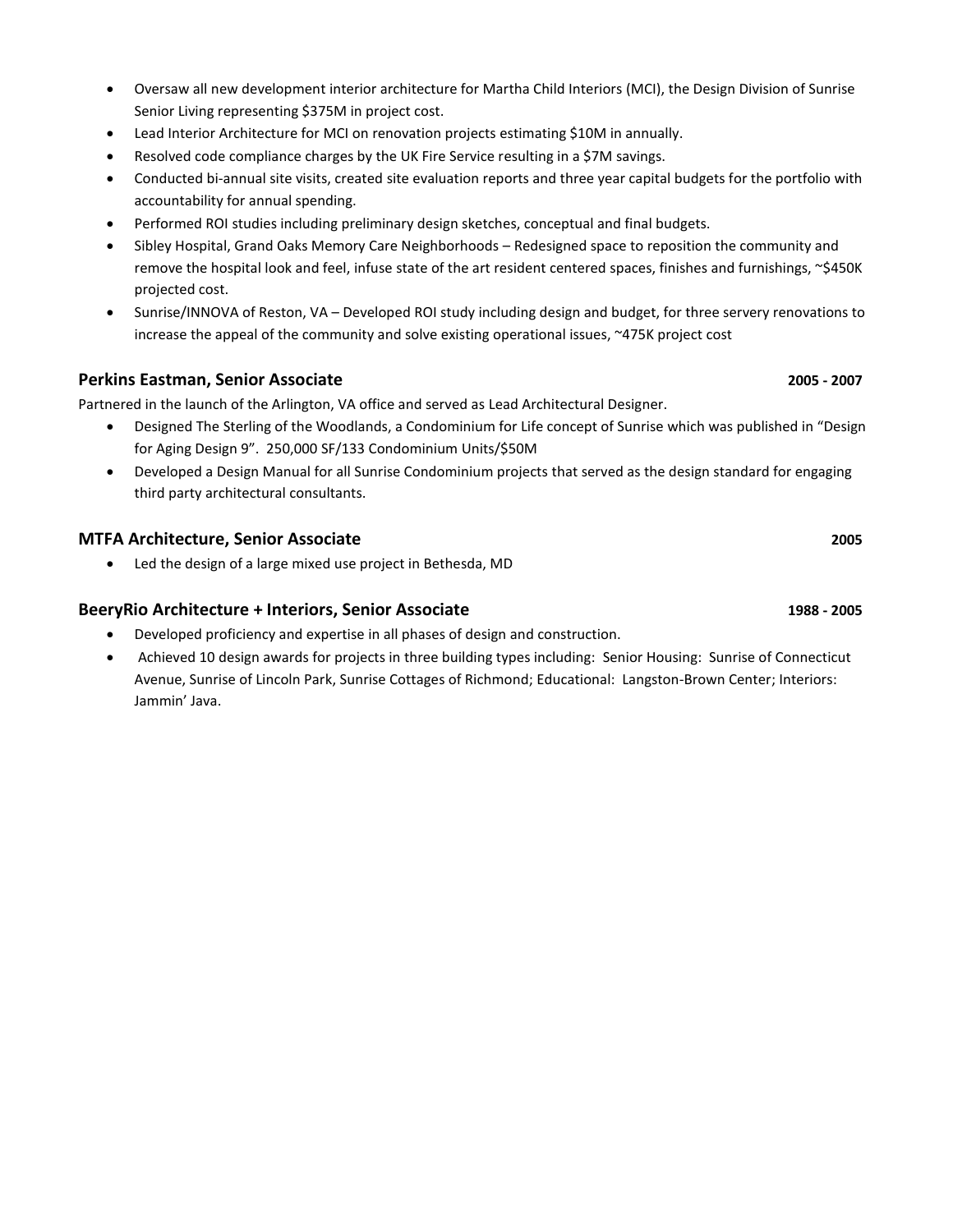- Oversaw all new development interior architecture for Martha Child Interiors (MCI), the Design Division of Sunrise Senior Living representing $375M in project cost.
- Lead Interior Architecture for MCI on renovation projects estimating $10M in annually.
- Resolved code compliance charges by the UK Fire Service resulting in a $7M savings.
- Conducted bi-annual site visits, created site evaluation reports and three year capital budgets for the portfolio with accountability for annual spending.
- Performed ROI studies including preliminary design sketches, conceptual and final budgets.
- Sibley Hospital, Grand Oaks Memory Care Neighborhoods – Redesigned space to reposition the community and remove the hospital look and feel, infuse state of the art resident centered spaces, finishes and furnishings, ~$450K projected cost.
- Sunrise/INNOVA of Reston, VA – Developed ROI study including design and budget, for three servery renovations to increase the appeal of the community and solve existing operational issues, ~475K project cost

### Perkins Eastman, Senior Associate — 2005 - 2007

Partnered in the launch of the Arlington, VA office and served as Lead Architectural Designer.

- Designed The Sterling of the Woodlands, a Condominium for Life concept of Sunrise which was published in "Design for Aging Design 9". 250,000 SF/133 Condominium Units/$50M
- Developed a Design Manual for all Sunrise Condominium projects that served as the design standard for engaging third party architectural consultants.

### MTFA Architecture, Senior Associate — 2005

- Led the design of a large mixed use project in Bethesda, MD

### BeeryRio Architecture + Interiors, Senior Associate — 1988 - 2005

- Developed proficiency and expertise in all phases of design and construction.
- Achieved 10 design awards for projects in three building types including: Senior Housing: Sunrise of Connecticut Avenue, Sunrise of Lincoln Park, Sunrise Cottages of Richmond; Educational: Langston-Brown Center; Interiors: Jammin' Java.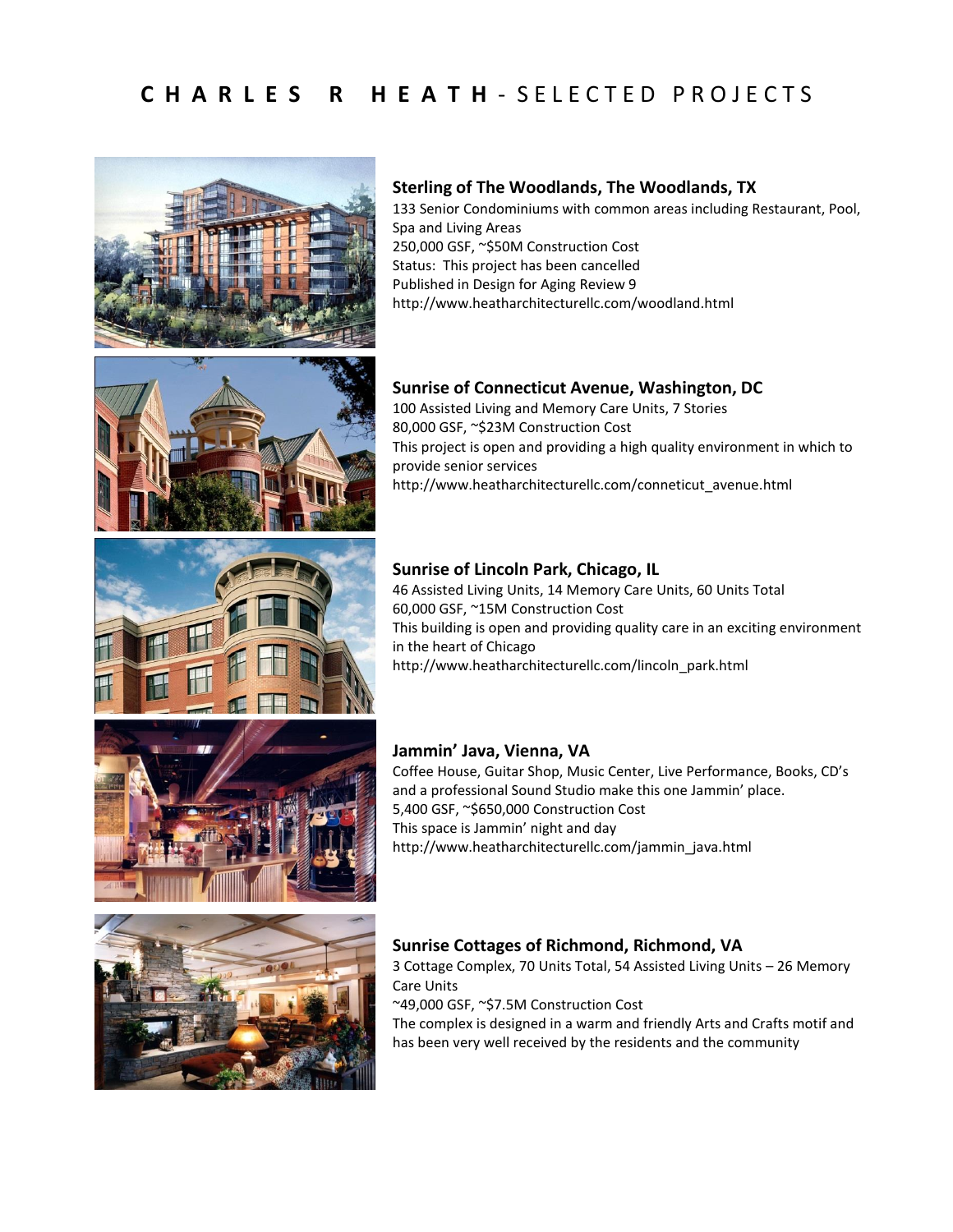# CHARLES R HEATH - SELECTED PROJECTS

### Sterling of The Woodlands, The Woodlands, TX

133 Senior Condominiums with common areas including Restaurant, Pool, Spa and Living Areas
250,000 GSF, ~$50M Construction Cost
Status: This project has been cancelled
Published in Design for Aging Review 9
http://www.heatharchitecturellc.com/woodland.html

### Sunrise of Connecticut Avenue, Washington, DC

100 Assisted Living and Memory Care Units, 7 Stories
80,000 GSF, ~$23M Construction Cost
This project is open and providing a high quality environment in which to provide senior services
http://www.heatharchitecturellc.com/conneticut_avenue.html

### Sunrise of Lincoln Park, Chicago, IL

46 Assisted Living Units, 14 Memory Care Units, 60 Units Total
60,000 GSF, ~15M Construction Cost
This building is open and providing quality care in an exciting environment in the heart of Chicago
http://www.heatharchitecturellc.com/lincoln_park.html

### Jammin' Java, Vienna, VA

Coffee House, Guitar Shop, Music Center, Live Performance, Books, CD's and a professional Sound Studio make this one Jammin' place.
5,400 GSF, ~$650,000 Construction Cost
This space is Jammin' night and day
http://www.heatharchitecturellc.com/jammin_java.html

### Sunrise Cottages of Richmond, Richmond, VA

3 Cottage Complex, 70 Units Total, 54 Assisted Living Units – 26 Memory Care Units
~49,000 GSF, ~$7.5M Construction Cost
The complex is designed in a warm and friendly Arts and Crafts motif and has been very well received by the residents and the community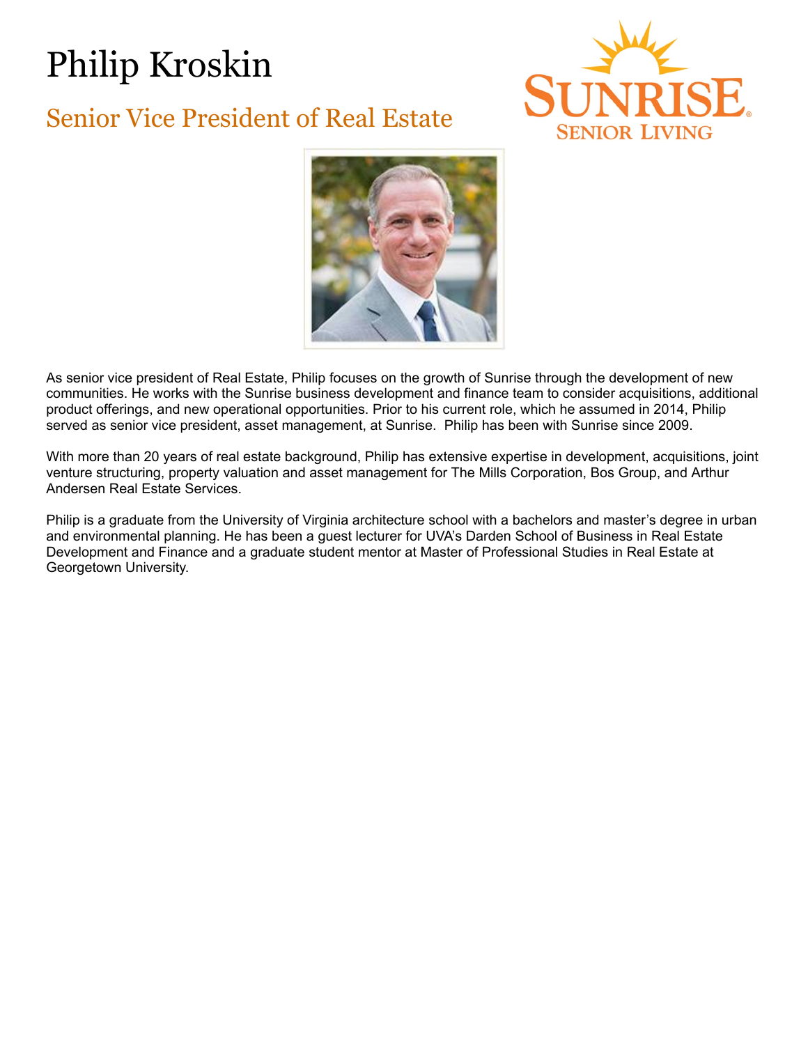# Philip Kroskin

## Senior Vice President of Real Estate

SUNRISE
SENIOR LIVING

As senior vice president of Real Estate, Philip focuses on the growth of Sunrise through the development of new communities. He works with the Sunrise business development and finance team to consider acquisitions, additional product offerings, and new operational opportunities. Prior to his current role, which he assumed in 2014, Philip served as senior vice president, asset management, at Sunrise. Philip has been with Sunrise since 2009.

With more than 20 years of real estate background, Philip has extensive expertise in development, acquisitions, joint venture structuring, property valuation and asset management for The Mills Corporation, Bos Group, and Arthur Andersen Real Estate Services.

Philip is a graduate from the University of Virginia architecture school with a bachelors and master's degree in urban and environmental planning. He has been a guest lecturer for UVA's Darden School of Business in Real Estate Development and Finance and a graduate student mentor at Master of Professional Studies in Real Estate at Georgetown University.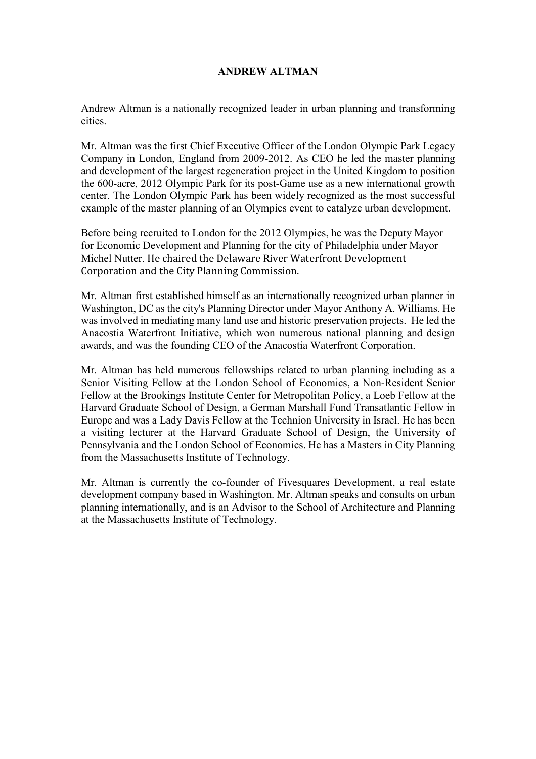# ANDREW ALTMAN

Andrew Altman is a nationally recognized leader in urban planning and transforming cities.

Mr. Altman was the first Chief Executive Officer of the London Olympic Park Legacy Company in London, England from 2009-2012. As CEO he led the master planning and development of the largest regeneration project in the United Kingdom to position the 600-acre, 2012 Olympic Park for its post-Game use as a new international growth center. The London Olympic Park has been widely recognized as the most successful example of the master planning of an Olympics event to catalyze urban development.

Before being recruited to London for the 2012 Olympics, he was the Deputy Mayor for Economic Development and Planning for the city of Philadelphia under Mayor Michel Nutter. He chaired the Delaware River Waterfront Development Corporation and the City Planning Commission.

Mr. Altman first established himself as an internationally recognized urban planner in Washington, DC as the city's Planning Director under Mayor Anthony A. Williams. He was involved in mediating many land use and historic preservation projects. He led the Anacostia Waterfront Initiative, which won numerous national planning and design awards, and was the founding CEO of the Anacostia Waterfront Corporation.

Mr. Altman has held numerous fellowships related to urban planning including as a Senior Visiting Fellow at the London School of Economics, a Non-Resident Senior Fellow at the Brookings Institute Center for Metropolitan Policy, a Loeb Fellow at the Harvard Graduate School of Design, a German Marshall Fund Transatlantic Fellow in Europe and was a Lady Davis Fellow at the Technion University in Israel. He has been a visiting lecturer at the Harvard Graduate School of Design, the University of Pennsylvania and the London School of Economics. He has a Masters in City Planning from the Massachusetts Institute of Technology.

Mr. Altman is currently the co-founder of Fivesquares Development, a real estate development company based in Washington. Mr. Altman speaks and consults on urban planning internationally, and is an Advisor to the School of Architecture and Planning at the Massachusetts Institute of Technology.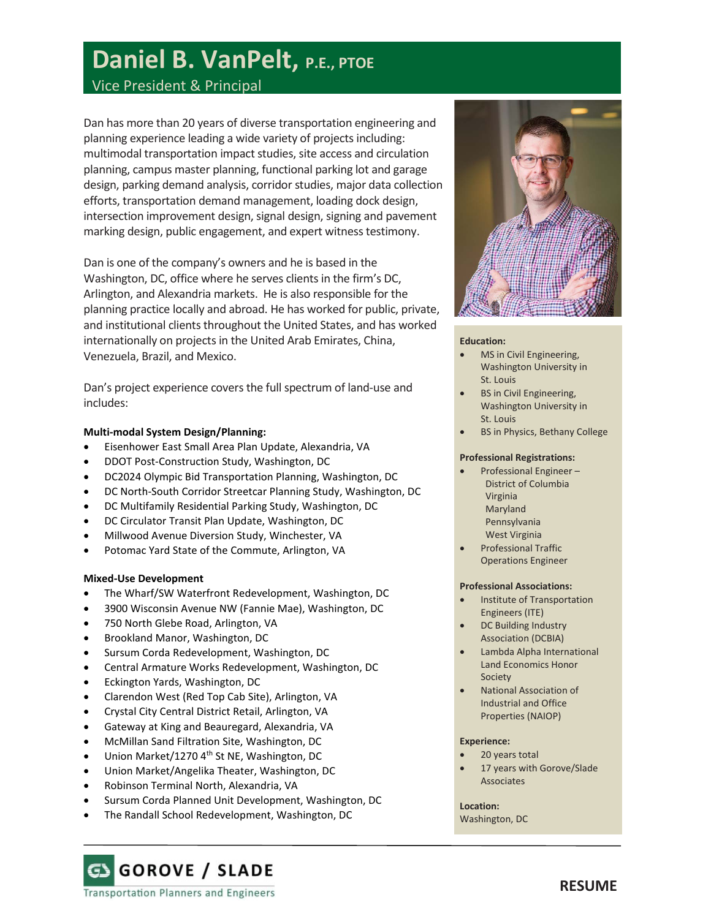# Daniel B. VanPelt, P.E., PTOE

Vice President & Principal

Dan has more than 20 years of diverse transportation engineering and planning experience leading a wide variety of projects including: multimodal transportation impact studies, site access and circulation planning, campus master planning, functional parking lot and garage design, parking demand analysis, corridor studies, major data collection efforts, transportation demand management, loading dock design, intersection improvement design, signal design, signing and pavement marking design, public engagement, and expert witness testimony.

Dan is one of the company's owners and he is based in the Washington, DC, office where he serves clients in the firm's DC, Arlington, and Alexandria markets. He is also responsible for the planning practice locally and abroad. He has worked for public, private, and institutional clients throughout the United States, and has worked internationally on projects in the United Arab Emirates, China, Venezuela, Brazil, and Mexico.

Dan's project experience covers the full spectrum of land-use and includes:

**Multi-modal System Design/Planning:**

- Eisenhower East Small Area Plan Update, Alexandria, VA
- DDOT Post-Construction Study, Washington, DC
- DC2024 Olympic Bid Transportation Planning, Washington, DC
- DC North-South Corridor Streetcar Planning Study, Washington, DC
- DC Multifamily Residential Parking Study, Washington, DC
- DC Circulator Transit Plan Update, Washington, DC
- Millwood Avenue Diversion Study, Winchester, VA
- Potomac Yard State of the Commute, Arlington, VA

**Mixed-Use Development**

- The Wharf/SW Waterfront Redevelopment, Washington, DC
- 3900 Wisconsin Avenue NW (Fannie Mae), Washington, DC
- 750 North Glebe Road, Arlington, VA
- Brookland Manor, Washington, DC
- Sursum Corda Redevelopment, Washington, DC
- Central Armature Works Redevelopment, Washington, DC
- Eckington Yards, Washington, DC
- Clarendon West (Red Top Cab Site), Arlington, VA
- Crystal City Central District Retail, Arlington, VA
- Gateway at King and Beauregard, Alexandria, VA
- McMillan Sand Filtration Site, Washington, DC
- Union Market/1270 4th St NE, Washington, DC
- Union Market/Angelika Theater, Washington, DC
- Robinson Terminal North, Alexandria, VA
- Sursum Corda Planned Unit Development, Washington, DC
- The Randall School Redevelopment, Washington, DC

**Education:**

- MS in Civil Engineering, Washington University in St. Louis
- BS in Civil Engineering, Washington University in St. Louis
- BS in Physics, Bethany College

**Professional Registrations:**

- Professional Engineer –
  - District of Columbia
  - Virginia
  - Maryland
  - Pennsylvania
  - West Virginia
- Professional Traffic Operations Engineer

**Professional Associations:**

- Institute of Transportation Engineers (ITE)
- DC Building Industry Association (DCBIA)
- Lambda Alpha International Land Economics Honor Society
- National Association of Industrial and Office Properties (NAIOP)

**Experience:**

- 20 years total
- 17 years with Gorove/Slade Associates

**Location:**
Washington, DC

GOROVE / SLADE
Transportation Planners and Engineers

RESUME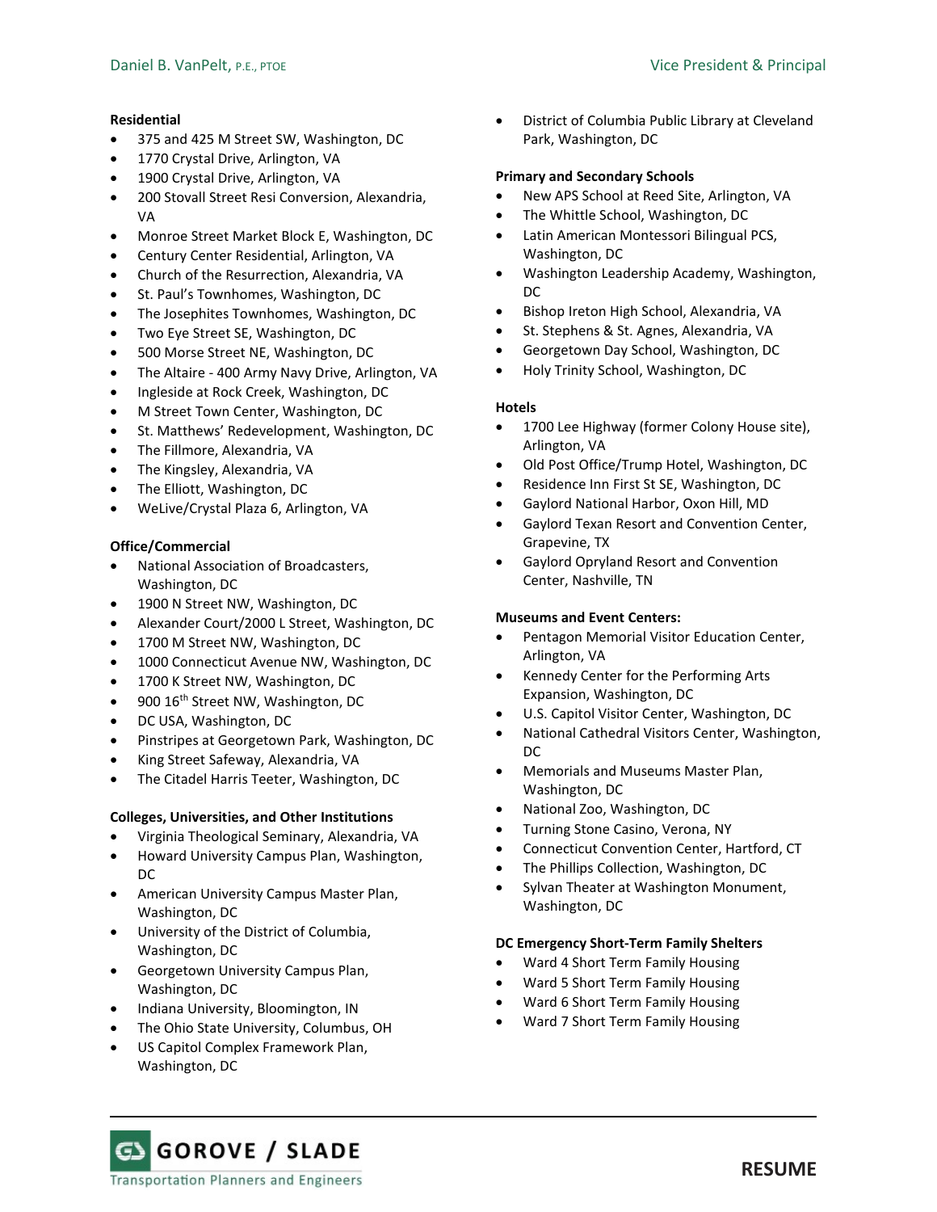**Residential**

- 375 and 425 M Street SW, Washington, DC
- 1770 Crystal Drive, Arlington, VA
- 1900 Crystal Drive, Arlington, VA
- 200 Stovall Street Resi Conversion, Alexandria, VA
- Monroe Street Market Block E, Washington, DC
- Century Center Residential, Arlington, VA
- Church of the Resurrection, Alexandria, VA
- St. Paul's Townhomes, Washington, DC
- The Josephites Townhomes, Washington, DC
- Two Eye Street SE, Washington, DC
- 500 Morse Street NE, Washington, DC
- The Altaire - 400 Army Navy Drive, Arlington, VA
- Ingleside at Rock Creek, Washington, DC
- M Street Town Center, Washington, DC
- St. Matthews' Redevelopment, Washington, DC
- The Fillmore, Alexandria, VA
- The Kingsley, Alexandria, VA
- The Elliott, Washington, DC
- WeLive/Crystal Plaza 6, Arlington, VA

**Office/Commercial**

- National Association of Broadcasters, Washington, DC
- 1900 N Street NW, Washington, DC
- Alexander Court/2000 L Street, Washington, DC
- 1700 M Street NW, Washington, DC
- 1000 Connecticut Avenue NW, Washington, DC
- 1700 K Street NW, Washington, DC
- 900 16th Street NW, Washington, DC
- DC USA, Washington, DC
- Pinstripes at Georgetown Park, Washington, DC
- King Street Safeway, Alexandria, VA
- The Citadel Harris Teeter, Washington, DC

**Colleges, Universities, and Other Institutions**

- Virginia Theological Seminary, Alexandria, VA
- Howard University Campus Plan, Washington, DC
- American University Campus Master Plan, Washington, DC
- University of the District of Columbia, Washington, DC
- Georgetown University Campus Plan, Washington, DC
- Indiana University, Bloomington, IN
- The Ohio State University, Columbus, OH
- US Capitol Complex Framework Plan, Washington, DC
- District of Columbia Public Library at Cleveland Park, Washington, DC

**Primary and Secondary Schools**

- New APS School at Reed Site, Arlington, VA
- The Whittle School, Washington, DC
- Latin American Montessori Bilingual PCS, Washington, DC
- Washington Leadership Academy, Washington, DC
- Bishop Ireton High School, Alexandria, VA
- St. Stephens & St. Agnes, Alexandria, VA
- Georgetown Day School, Washington, DC
- Holy Trinity School, Washington, DC

**Hotels**

- 1700 Lee Highway (former Colony House site), Arlington, VA
- Old Post Office/Trump Hotel, Washington, DC
- Residence Inn First St SE, Washington, DC
- Gaylord National Harbor, Oxon Hill, MD
- Gaylord Texan Resort and Convention Center, Grapevine, TX
- Gaylord Opryland Resort and Convention Center, Nashville, TN

**Museums and Event Centers:**

- Pentagon Memorial Visitor Education Center, Arlington, VA
- Kennedy Center for the Performing Arts Expansion, Washington, DC
- U.S. Capitol Visitor Center, Washington, DC
- National Cathedral Visitors Center, Washington, DC
- Memorials and Museums Master Plan, Washington, DC
- National Zoo, Washington, DC
- Turning Stone Casino, Verona, NY
- Connecticut Convention Center, Hartford, CT
- The Phillips Collection, Washington, DC
- Sylvan Theater at Washington Monument, Washington, DC

**DC Emergency Short-Term Family Shelters**

- Ward 4 Short Term Family Housing
- Ward 5 Short Term Family Housing
- Ward 6 Short Term Family Housing
- Ward 7 Short Term Family Housing